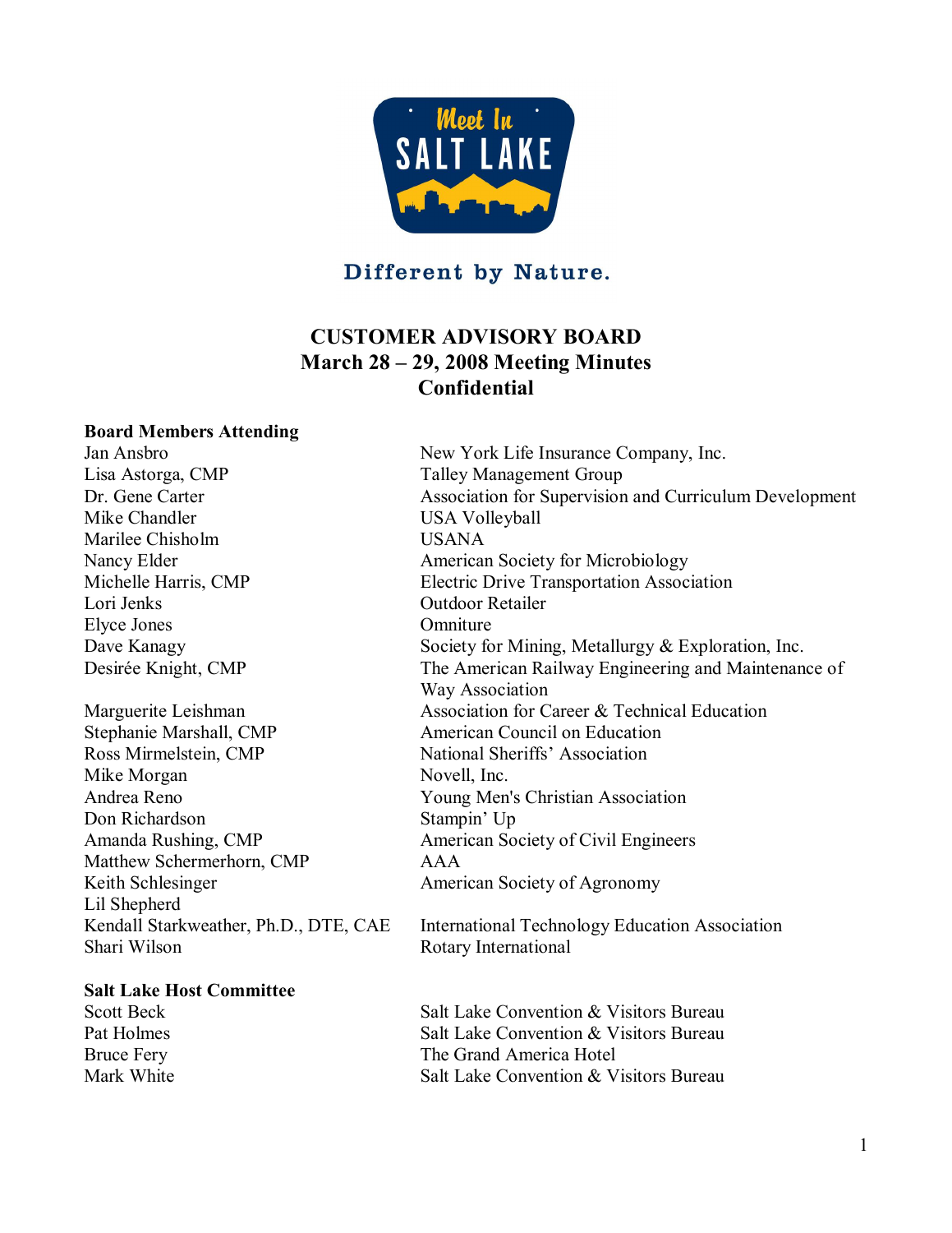Meet In SALT LAKE

Different by Nature.

# CUSTOMER ADVISORY BOARD
## March 28 – 29, 2008 Meeting Minutes
## Confidential

**Board Members Attending**

| | |
|---|---|
| Jan Ansbro | New York Life Insurance Company, Inc. |
| Lisa Astorga, CMP | Talley Management Group |
| Dr. Gene Carter | Association for Supervision and Curriculum Development |
| Mike Chandler | USA Volleyball |
| Marilee Chisholm | USANA |
| Nancy Elder | American Society for Microbiology |
| Michelle Harris, CMP | Electric Drive Transportation Association |
| Lori Jenks | Outdoor Retailer |
| Elyce Jones | Omniture |
| Dave Kanagy | Society for Mining, Metallurgy & Exploration, Inc. |
| Desirée Knight, CMP | The American Railway Engineering and Maintenance of Way Association |
| Marguerite Leishman | Association for Career & Technical Education |
| Stephanie Marshall, CMP | American Council on Education |
| Ross Mirmelstein, CMP | National Sheriffs' Association |
| Mike Morgan | Novell, Inc. |
| Andrea Reno | Young Men's Christian Association |
| Don Richardson | Stampin' Up |
| Amanda Rushing, CMP | American Society of Civil Engineers |
| Matthew Schermerhorn, CMP | AAA |
| Keith Schlesinger | American Society of Agronomy |
| Lil Shepherd | |
| Kendall Starkweather, Ph.D., DTE, CAE | International Technology Education Association |
| Shari Wilson | Rotary International |

**Salt Lake Host Committee**

| | |
|---|---|
| Scott Beck | Salt Lake Convention & Visitors Bureau |
| Pat Holmes | Salt Lake Convention & Visitors Bureau |
| Bruce Fery | The Grand America Hotel |
| Mark White | Salt Lake Convention & Visitors Bureau |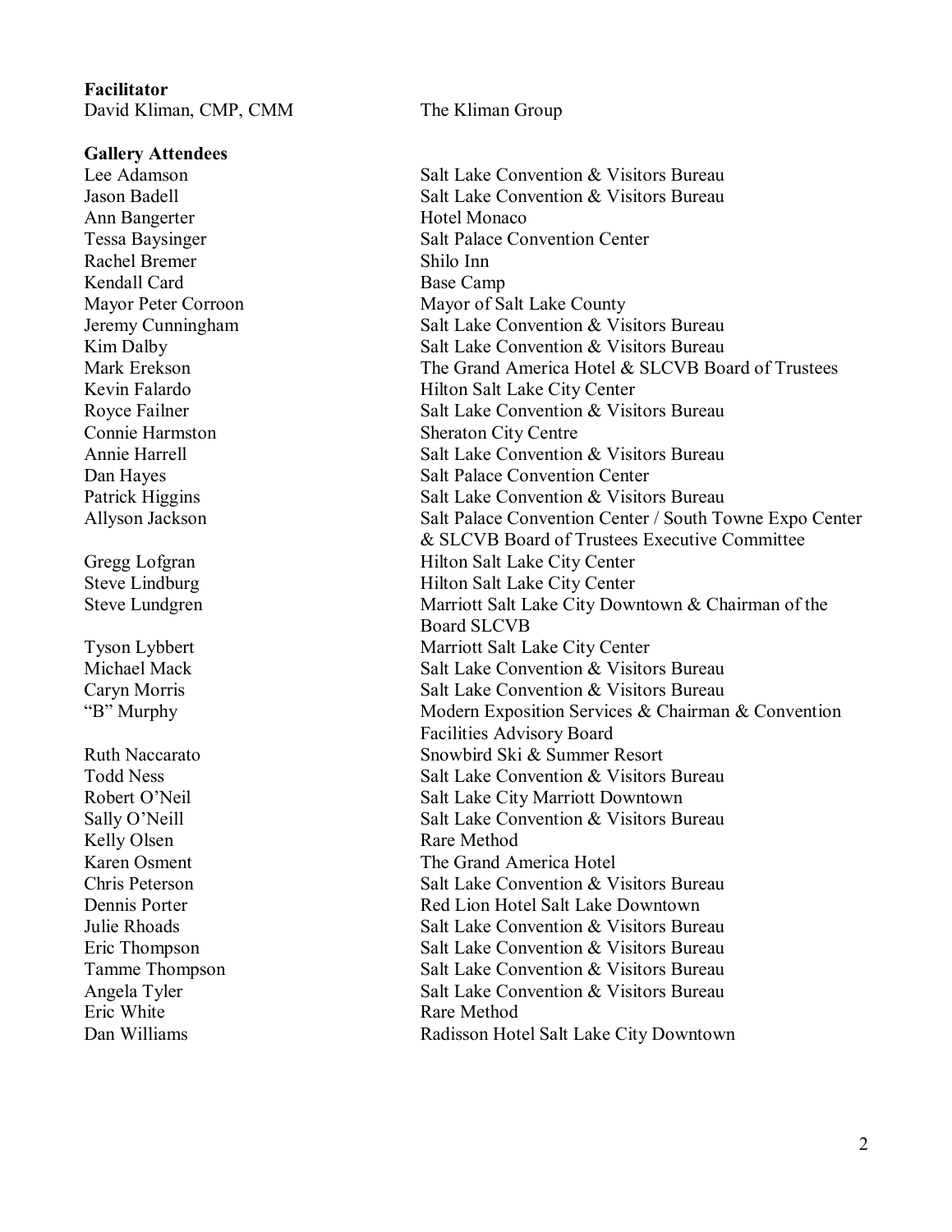**Facilitator**

| | |
|---|---|
| David Kliman, CMP, CMM | The Kliman Group |

**Gallery Attendees**

| | |
|---|---|
| Lee Adamson | Salt Lake Convention & Visitors Bureau |
| Jason Badell | Salt Lake Convention & Visitors Bureau |
| Ann Bangerter | Hotel Monaco |
| Tessa Baysinger | Salt Palace Convention Center |
| Rachel Bremer | Shilo Inn |
| Kendall Card | Base Camp |
| Mayor Peter Corroon | Mayor of Salt Lake County |
| Jeremy Cunningham | Salt Lake Convention & Visitors Bureau |
| Kim Dalby | Salt Lake Convention & Visitors Bureau |
| Mark Erekson | The Grand America Hotel & SLCVB Board of Trustees |
| Kevin Falardo | Hilton Salt Lake City Center |
| Royce Failner | Salt Lake Convention & Visitors Bureau |
| Connie Harmston | Sheraton City Centre |
| Annie Harrell | Salt Lake Convention & Visitors Bureau |
| Dan Hayes | Salt Palace Convention Center |
| Patrick Higgins | Salt Lake Convention & Visitors Bureau |
| Allyson Jackson | Salt Palace Convention Center / South Towne Expo Center & SLCVB Board of Trustees Executive Committee |
| Gregg Lofgran | Hilton Salt Lake City Center |
| Steve Lindburg | Hilton Salt Lake City Center |
| Steve Lundgren | Marriott Salt Lake City Downtown & Chairman of the Board SLCVB |
| Tyson Lybbert | Marriott Salt Lake City Center |
| Michael Mack | Salt Lake Convention & Visitors Bureau |
| Caryn Morris | Salt Lake Convention & Visitors Bureau |
| "B" Murphy | Modern Exposition Services & Chairman & Convention Facilities Advisory Board |
| Ruth Naccarato | Snowbird Ski & Summer Resort |
| Todd Ness | Salt Lake Convention & Visitors Bureau |
| Robert O'Neil | Salt Lake City Marriott Downtown |
| Sally O'Neill | Salt Lake Convention & Visitors Bureau |
| Kelly Olsen | Rare Method |
| Karen Osment | The Grand America Hotel |
| Chris Peterson | Salt Lake Convention & Visitors Bureau |
| Dennis Porter | Red Lion Hotel Salt Lake Downtown |
| Julie Rhoads | Salt Lake Convention & Visitors Bureau |
| Eric Thompson | Salt Lake Convention & Visitors Bureau |
| Tamme Thompson | Salt Lake Convention & Visitors Bureau |
| Angela Tyler | Salt Lake Convention & Visitors Bureau |
| Eric White | Rare Method |
| Dan Williams | Radisson Hotel Salt Lake City Downtown |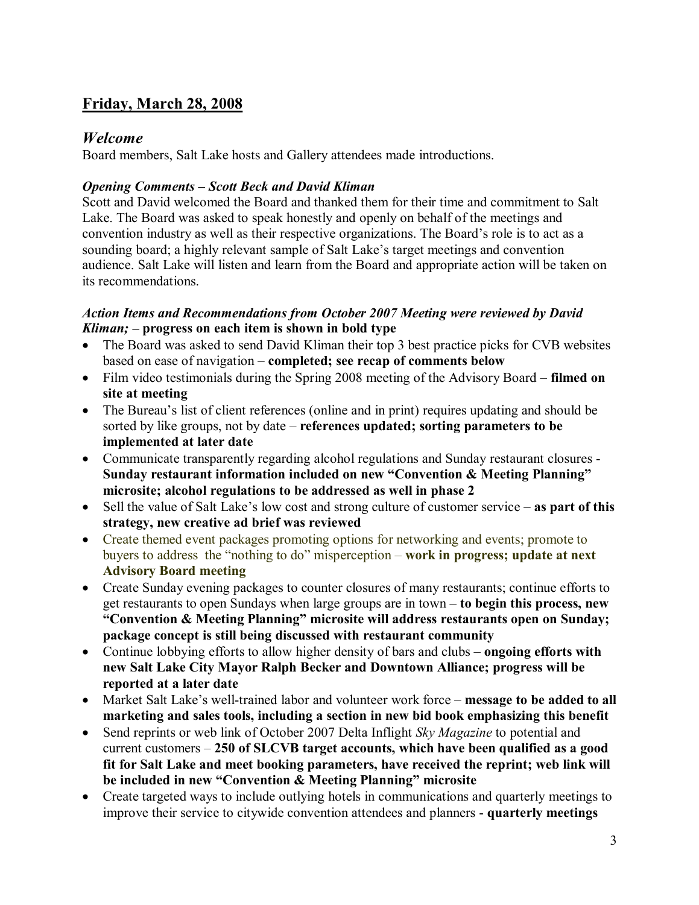## Friday, March 28, 2008

### *Welcome*

Board members, Salt Lake hosts and Gallery attendees made introductions.

***Opening Comments – Scott Beck and David Kliman***

Scott and David welcomed the Board and thanked them for their time and commitment to Salt Lake. The Board was asked to speak honestly and openly on behalf of the meetings and convention industry as well as their respective organizations. The Board's role is to act as a sounding board; a highly relevant sample of Salt Lake's target meetings and convention audience. Salt Lake will listen and learn from the Board and appropriate action will be taken on its recommendations.

***Action Items and Recommendations from October 2007 Meeting were reviewed by David Kliman;* – progress on each item is shown in bold type**

- The Board was asked to send David Kliman their top 3 best practice picks for CVB websites based on ease of navigation – **completed; see recap of comments below**
- Film video testimonials during the Spring 2008 meeting of the Advisory Board – **filmed on site at meeting**
- The Bureau's list of client references (online and in print) requires updating and should be sorted by like groups, not by date – **references updated; sorting parameters to be implemented at later date**
- Communicate transparently regarding alcohol regulations and Sunday restaurant closures - **Sunday restaurant information included on new "Convention & Meeting Planning" microsite; alcohol regulations to be addressed as well in phase 2**
- Sell the value of Salt Lake's low cost and strong culture of customer service – **as part of this strategy, new creative ad brief was reviewed**
- Create themed event packages promoting options for networking and events; promote to buyers to address the "nothing to do" misperception – **work in progress; update at next Advisory Board meeting**
- Create Sunday evening packages to counter closures of many restaurants; continue efforts to get restaurants to open Sundays when large groups are in town – **to begin this process, new "Convention & Meeting Planning" microsite will address restaurants open on Sunday; package concept is still being discussed with restaurant community**
- Continue lobbying efforts to allow higher density of bars and clubs – **ongoing efforts with new Salt Lake City Mayor Ralph Becker and Downtown Alliance; progress will be reported at a later date**
- Market Salt Lake's well-trained labor and volunteer work force – **message to be added to all marketing and sales tools, including a section in new bid book emphasizing this benefit**
- Send reprints or web link of October 2007 Delta Inflight *Sky Magazine* to potential and current customers – **250 of SLCVB target accounts, which have been qualified as a good fit for Salt Lake and meet booking parameters, have received the reprint; web link will be included in new "Convention & Meeting Planning" microsite**
- Create targeted ways to include outlying hotels in communications and quarterly meetings to improve their service to citywide convention attendees and planners - **quarterly meetings**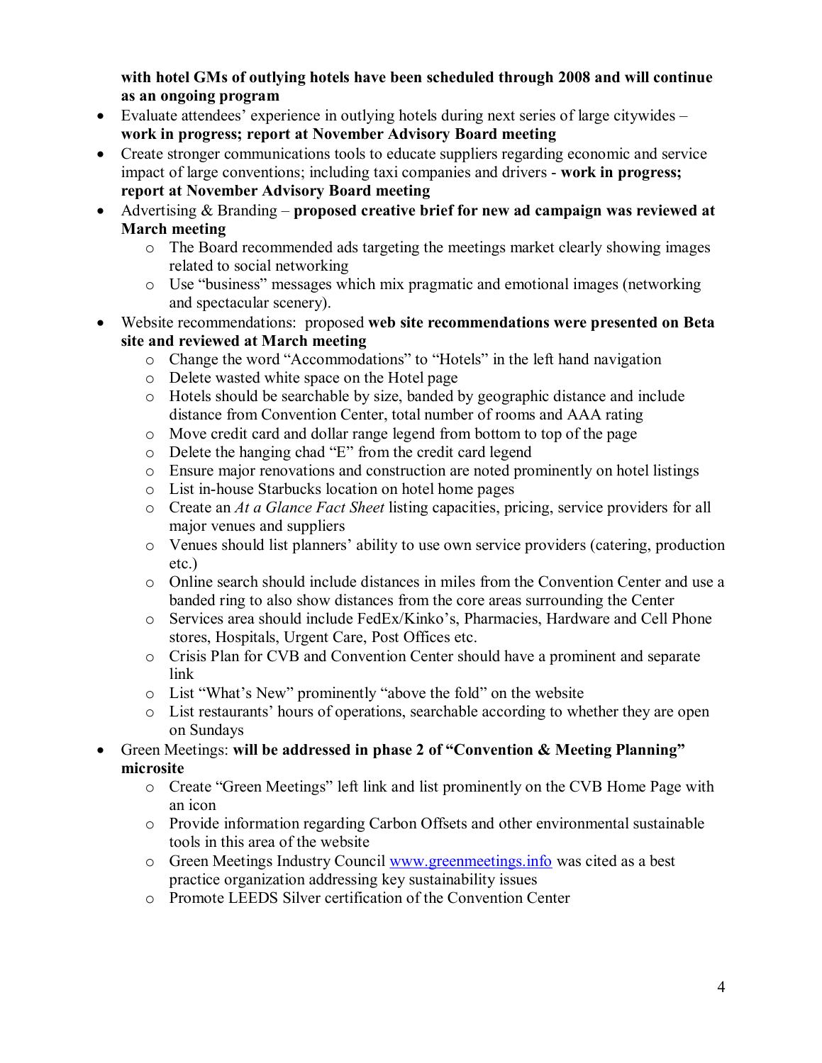**with hotel GMs of outlying hotels have been scheduled through 2008 and will continue as an ongoing program**

- Evaluate attendees' experience in outlying hotels during next series of large citywides – **work in progress; report at November Advisory Board meeting**
- Create stronger communications tools to educate suppliers regarding economic and service impact of large conventions; including taxi companies and drivers - **work in progress; report at November Advisory Board meeting**
- Advertising & Branding – **proposed creative brief for new ad campaign was reviewed at March meeting**
    - The Board recommended ads targeting the meetings market clearly showing images related to social networking
    - Use "business" messages which mix pragmatic and emotional images (networking and spectacular scenery).
- Website recommendations: proposed **web site recommendations were presented on Beta site and reviewed at March meeting**
    - Change the word "Accommodations" to "Hotels" in the left hand navigation
    - Delete wasted white space on the Hotel page
    - Hotels should be searchable by size, banded by geographic distance and include distance from Convention Center, total number of rooms and AAA rating
    - Move credit card and dollar range legend from bottom to top of the page
    - Delete the hanging chad "E" from the credit card legend
    - Ensure major renovations and construction are noted prominently on hotel listings
    - List in-house Starbucks location on hotel home pages
    - Create an *At a Glance Fact Sheet* listing capacities, pricing, service providers for all major venues and suppliers
    - Venues should list planners' ability to use own service providers (catering, production etc.)
    - Online search should include distances in miles from the Convention Center and use a banded ring to also show distances from the core areas surrounding the Center
    - Services area should include FedEx/Kinko's, Pharmacies, Hardware and Cell Phone stores, Hospitals, Urgent Care, Post Offices etc.
    - Crisis Plan for CVB and Convention Center should have a prominent and separate link
    - List "What's New" prominently "above the fold" on the website
    - List restaurants' hours of operations, searchable according to whether they are open on Sundays
- Green Meetings: **will be addressed in phase 2 of "Convention & Meeting Planning" microsite**
    - Create "Green Meetings" left link and list prominently on the CVB Home Page with an icon
    - Provide information regarding Carbon Offsets and other environmental sustainable tools in this area of the website
    - Green Meetings Industry Council www.greenmeetings.info was cited as a best practice organization addressing key sustainability issues
    - Promote LEEDS Silver certification of the Convention Center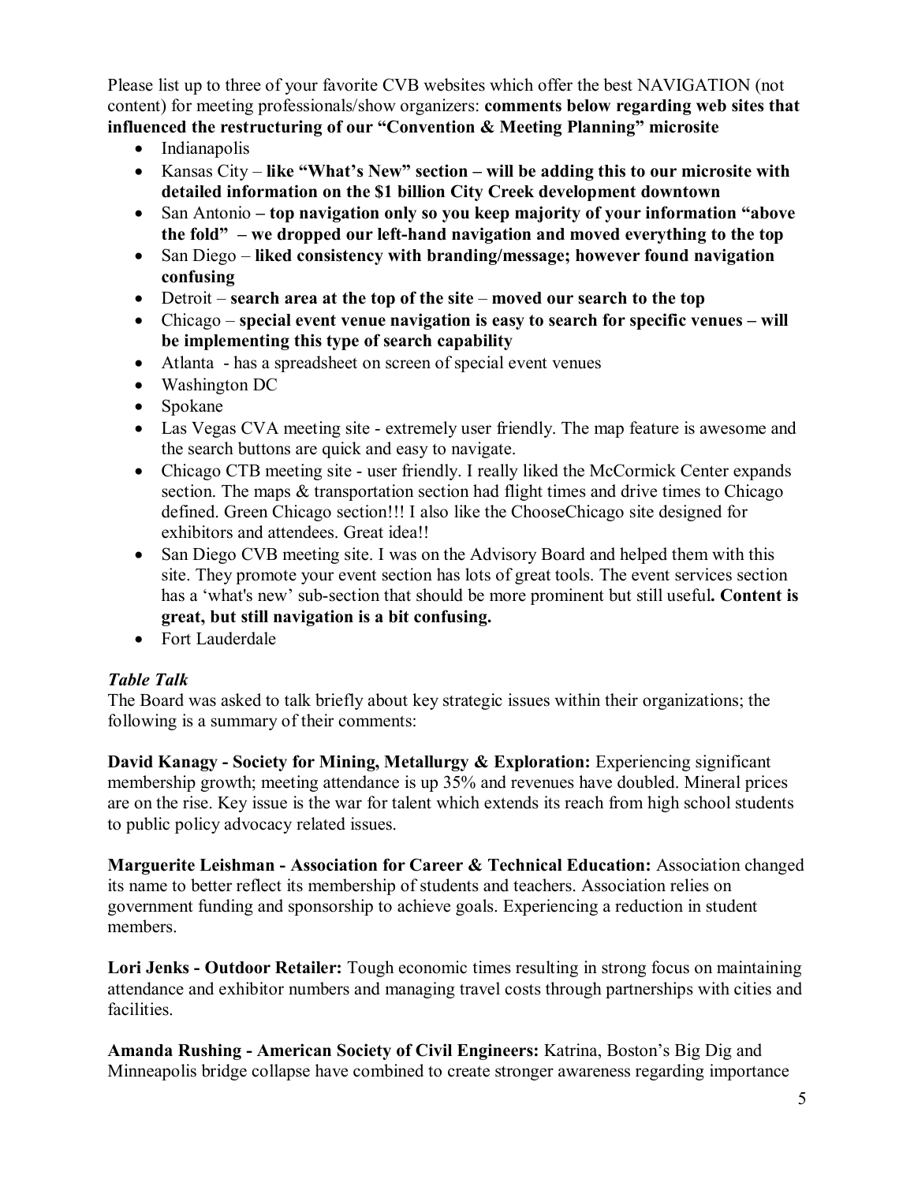Please list up to three of your favorite CVB websites which offer the best NAVIGATION (not content) for meeting professionals/show organizers: **comments below regarding web sites that influenced the restructuring of our "Convention & Meeting Planning" microsite**

- Indianapolis
- Kansas City – **like "What's New" section – will be adding this to our microsite with detailed information on the $1 billion City Creek development downtown**
- San Antonio **– top navigation only so you keep majority of your information "above the fold" – we dropped our left-hand navigation and moved everything to the top**
- San Diego – **liked consistency with branding/message; however found navigation confusing**
- Detroit – **search area at the top of the site** – **moved our search to the top**
- Chicago – **special event venue navigation is easy to search for specific venues – will be implementing this type of search capability**
- Atlanta - has a spreadsheet on screen of special event venues
- Washington DC
- Spokane
- Las Vegas CVA meeting site - extremely user friendly. The map feature is awesome and the search buttons are quick and easy to navigate.
- Chicago CTB meeting site - user friendly. I really liked the McCormick Center expands section. The maps & transportation section had flight times and drive times to Chicago defined. Green Chicago section!!! I also like the ChooseChicago site designed for exhibitors and attendees. Great idea!!
- San Diego CVB meeting site. I was on the Advisory Board and helped them with this site. They promote your event section has lots of great tools. The event services section has a 'what's new' sub-section that should be more prominent but still useful**. Content is great, but still navigation is a bit confusing.**
- Fort Lauderdale

***Table Talk***

The Board was asked to talk briefly about key strategic issues within their organizations; the following is a summary of their comments:

**David Kanagy - Society for Mining, Metallurgy & Exploration:** Experiencing significant membership growth; meeting attendance is up 35% and revenues have doubled. Mineral prices are on the rise. Key issue is the war for talent which extends its reach from high school students to public policy advocacy related issues.

**Marguerite Leishman - Association for Career & Technical Education:** Association changed its name to better reflect its membership of students and teachers. Association relies on government funding and sponsorship to achieve goals. Experiencing a reduction in student members.

**Lori Jenks - Outdoor Retailer:** Tough economic times resulting in strong focus on maintaining attendance and exhibitor numbers and managing travel costs through partnerships with cities and facilities.

**Amanda Rushing - American Society of Civil Engineers:** Katrina, Boston's Big Dig and Minneapolis bridge collapse have combined to create stronger awareness regarding importance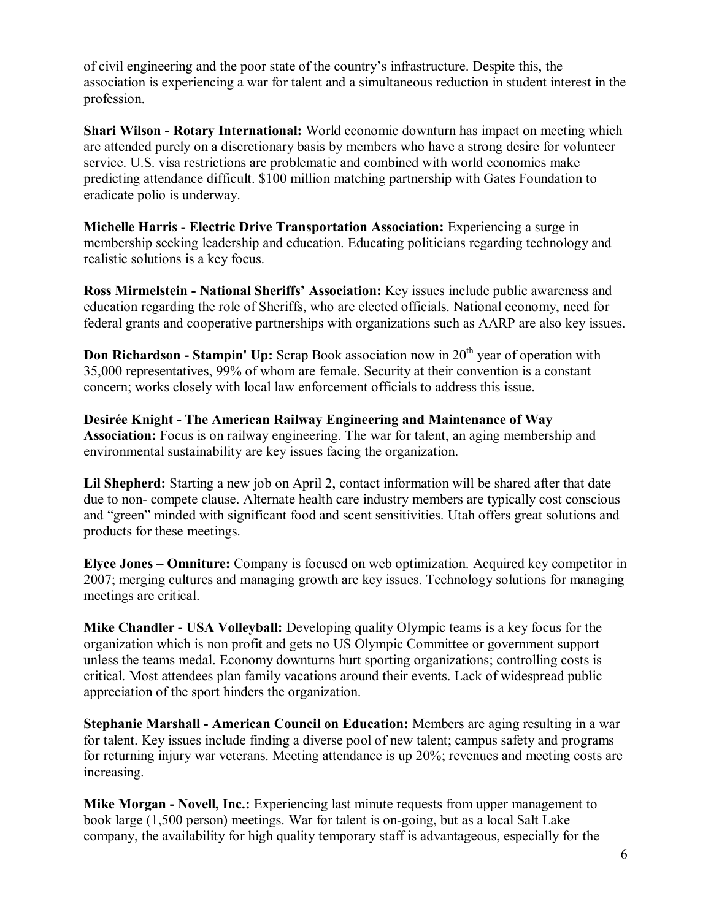of civil engineering and the poor state of the country's infrastructure. Despite this, the association is experiencing a war for talent and a simultaneous reduction in student interest in the profession.

**Shari Wilson - Rotary International:** World economic downturn has impact on meeting which are attended purely on a discretionary basis by members who have a strong desire for volunteer service. U.S. visa restrictions are problematic and combined with world economics make predicting attendance difficult. $100 million matching partnership with Gates Foundation to eradicate polio is underway.

**Michelle Harris - Electric Drive Transportation Association:** Experiencing a surge in membership seeking leadership and education. Educating politicians regarding technology and realistic solutions is a key focus.

**Ross Mirmelstein - National Sheriffs' Association:** Key issues include public awareness and education regarding the role of Sheriffs, who are elected officials. National economy, need for federal grants and cooperative partnerships with organizations such as AARP are also key issues.

**Don Richardson - Stampin' Up:** Scrap Book association now in 20th year of operation with 35,000 representatives, 99% of whom are female. Security at their convention is a constant concern; works closely with local law enforcement officials to address this issue.

**Desirée Knight - The American Railway Engineering and Maintenance of Way Association:** Focus is on railway engineering. The war for talent, an aging membership and environmental sustainability are key issues facing the organization.

**Lil Shepherd:** Starting a new job on April 2, contact information will be shared after that date due to non- compete clause. Alternate health care industry members are typically cost conscious and "green" minded with significant food and scent sensitivities. Utah offers great solutions and products for these meetings.

**Elyce Jones – Omniture:** Company is focused on web optimization. Acquired key competitor in 2007; merging cultures and managing growth are key issues. Technology solutions for managing meetings are critical.

**Mike Chandler - USA Volleyball:** Developing quality Olympic teams is a key focus for the organization which is non profit and gets no US Olympic Committee or government support unless the teams medal. Economy downturns hurt sporting organizations; controlling costs is critical. Most attendees plan family vacations around their events. Lack of widespread public appreciation of the sport hinders the organization.

**Stephanie Marshall - American Council on Education:** Members are aging resulting in a war for talent. Key issues include finding a diverse pool of new talent; campus safety and programs for returning injury war veterans. Meeting attendance is up 20%; revenues and meeting costs are increasing.

**Mike Morgan - Novell, Inc.:** Experiencing last minute requests from upper management to book large (1,500 person) meetings. War for talent is on-going, but as a local Salt Lake company, the availability for high quality temporary staff is advantageous, especially for the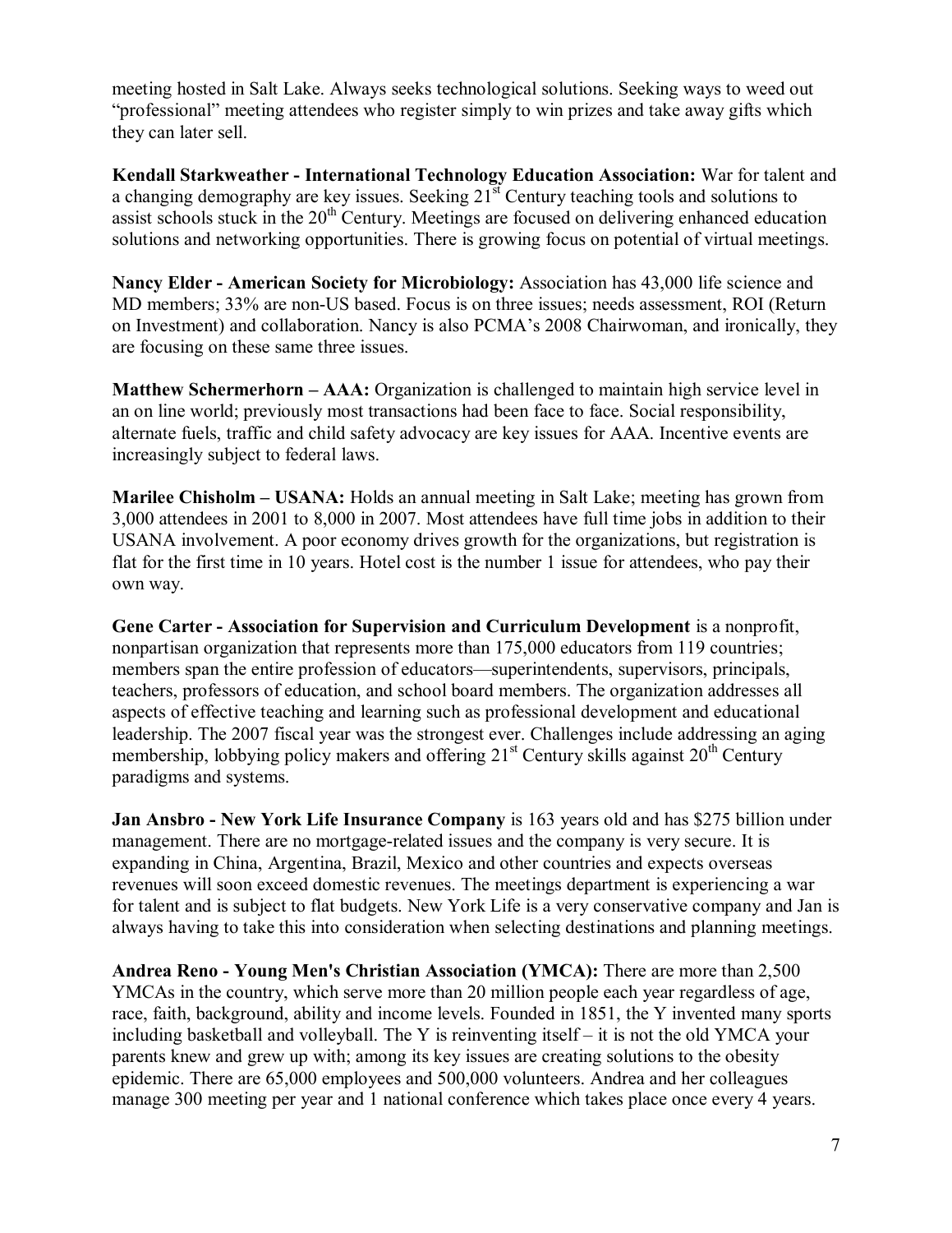meeting hosted in Salt Lake. Always seeks technological solutions. Seeking ways to weed out "professional" meeting attendees who register simply to win prizes and take away gifts which they can later sell.

**Kendall Starkweather - International Technology Education Association:** War for talent and a changing demography are key issues. Seeking 21st Century teaching tools and solutions to assist schools stuck in the 20th Century. Meetings are focused on delivering enhanced education solutions and networking opportunities. There is growing focus on potential of virtual meetings.

**Nancy Elder - American Society for Microbiology:** Association has 43,000 life science and MD members; 33% are non-US based. Focus is on three issues; needs assessment, ROI (Return on Investment) and collaboration. Nancy is also PCMA's 2008 Chairwoman, and ironically, they are focusing on these same three issues.

**Matthew Schermerhorn – AAA:** Organization is challenged to maintain high service level in an on line world; previously most transactions had been face to face. Social responsibility, alternate fuels, traffic and child safety advocacy are key issues for AAA. Incentive events are increasingly subject to federal laws.

**Marilee Chisholm – USANA:** Holds an annual meeting in Salt Lake; meeting has grown from 3,000 attendees in 2001 to 8,000 in 2007. Most attendees have full time jobs in addition to their USANA involvement. A poor economy drives growth for the organizations, but registration is flat for the first time in 10 years. Hotel cost is the number 1 issue for attendees, who pay their own way.

**Gene Carter - Association for Supervision and Curriculum Development** is a nonprofit, nonpartisan organization that represents more than 175,000 educators from 119 countries; members span the entire profession of educators—superintendents, supervisors, principals, teachers, professors of education, and school board members. The organization addresses all aspects of effective teaching and learning such as professional development and educational leadership. The 2007 fiscal year was the strongest ever. Challenges include addressing an aging membership, lobbying policy makers and offering 21st Century skills against 20th Century paradigms and systems.

**Jan Ansbro - New York Life Insurance Company** is 163 years old and has $275 billion under management. There are no mortgage-related issues and the company is very secure. It is expanding in China, Argentina, Brazil, Mexico and other countries and expects overseas revenues will soon exceed domestic revenues. The meetings department is experiencing a war for talent and is subject to flat budgets. New York Life is a very conservative company and Jan is always having to take this into consideration when selecting destinations and planning meetings.

**Andrea Reno - Young Men's Christian Association (YMCA):** There are more than 2,500 YMCAs in the country, which serve more than 20 million people each year regardless of age, race, faith, background, ability and income levels. Founded in 1851, the Y invented many sports including basketball and volleyball. The Y is reinventing itself – it is not the old YMCA your parents knew and grew up with; among its key issues are creating solutions to the obesity epidemic. There are 65,000 employees and 500,000 volunteers. Andrea and her colleagues manage 300 meeting per year and 1 national conference which takes place once every 4 years.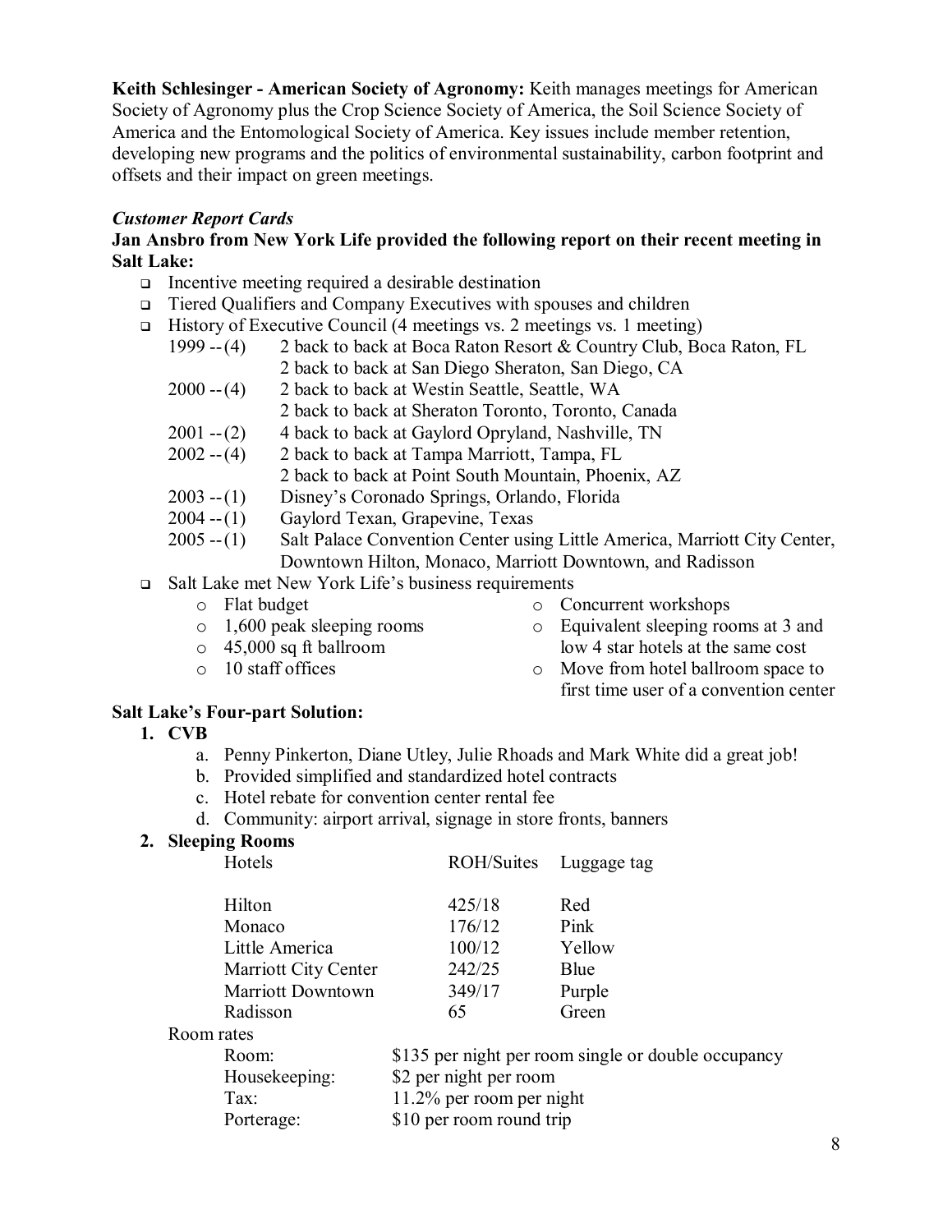**Keith Schlesinger - American Society of Agronomy:** Keith manages meetings for American Society of Agronomy plus the Crop Science Society of America, the Soil Science Society of America and the Entomological Society of America. Key issues include member retention, developing new programs and the politics of environmental sustainability, carbon footprint and offsets and their impact on green meetings.

***Customer Report Cards***

**Jan Ansbro from New York Life provided the following report on their recent meeting in Salt Lake:**

- Incentive meeting required a desirable destination
- Tiered Qualifiers and Company Executives with spouses and children
- History of Executive Council (4 meetings vs. 2 meetings vs. 1 meeting)

  | | |
  |---|---|
  | 1999 -- (4) | 2 back to back at Boca Raton Resort & Country Club, Boca Raton, FL |
  | | 2 back to back at San Diego Sheraton, San Diego, CA |
  | 2000 -- (4) | 2 back to back at Westin Seattle, Seattle, WA |
  | | 2 back to back at Sheraton Toronto, Toronto, Canada |
  | 2001 -- (2) | 4 back to back at Gaylord Opryland, Nashville, TN |
  | 2002 -- (4) | 2 back to back at Tampa Marriott, Tampa, FL |
  | | 2 back to back at Point South Mountain, Phoenix, AZ |
  | 2003 -- (1) | Disney's Coronado Springs, Orlando, Florida |
  | 2004 -- (1) | Gaylord Texan, Grapevine, Texas |
  | 2005 -- (1) | Salt Palace Convention Center using Little America, Marriott City Center, Downtown Hilton, Monaco, Marriott Downtown, and Radisson |

- Salt Lake met New York Life's business requirements
  - Flat budget
  - 1,600 peak sleeping rooms
  - 45,000 sq ft ballroom
  - 10 staff offices
  - Concurrent workshops
  - Equivalent sleeping rooms at 3 and low 4 star hotels at the same cost
  - Move from hotel ballroom space to first time user of a convention center

**Salt Lake's Four-part Solution:**

1. **CVB**
   a. Penny Pinkerton, Diane Utley, Julie Rhoads and Mark White did a great job!
   b. Provided simplified and standardized hotel contracts
   c. Hotel rebate for convention center rental fee
   d. Community: airport arrival, signage in store fronts, banners
2. **Sleeping Rooms**

   | Hotels | ROH/Suites | Luggage tag |
   |---|---|---|
   | Hilton | 425/18 | Red |
   | Monaco | 176/12 | Pink |
   | Little America | 100/12 | Yellow |
   | Marriott City Center | 242/25 | Blue |
   | Marriott Downtown | 349/17 | Purple |
   | Radisson | 65 | Green |

   Room rates

   | | |
   |---|---|
   | Room: | \$135 per night per room single or double occupancy |
   | Housekeeping: | \$2 per night per room |
   | Tax: | 11.2% per room per night |
   | Porterage: | \$10 per room round trip |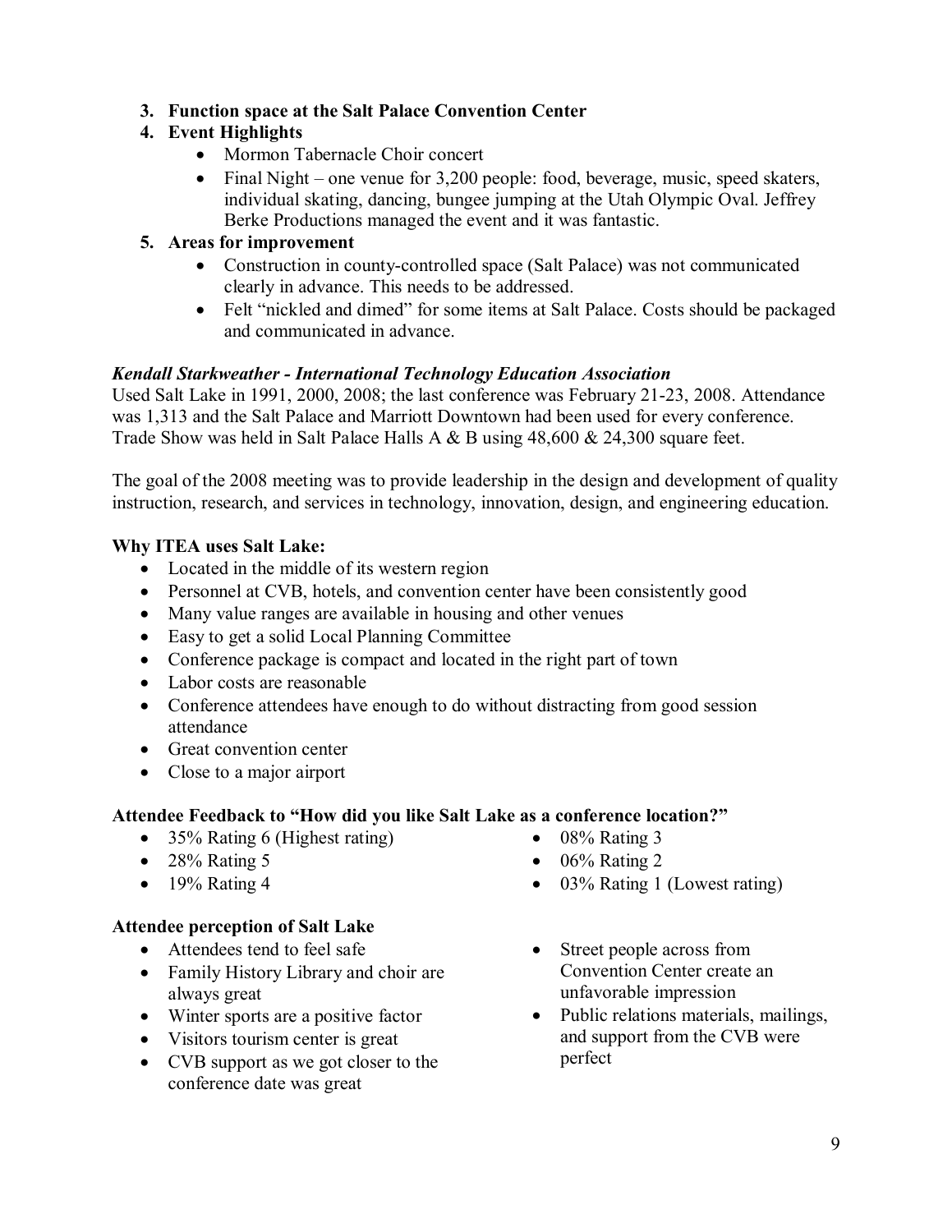3. **Function space at the Salt Palace Convention Center**
4. **Event Highlights**
    - Mormon Tabernacle Choir concert
    - Final Night – one venue for 3,200 people: food, beverage, music, speed skaters, individual skating, dancing, bungee jumping at the Utah Olympic Oval. Jeffrey Berke Productions managed the event and it was fantastic.
5. **Areas for improvement**
    - Construction in county-controlled space (Salt Palace) was not communicated clearly in advance. This needs to be addressed.
    - Felt "nickled and dimed" for some items at Salt Palace. Costs should be packaged and communicated in advance.

***Kendall Starkweather - International Technology Education Association***

Used Salt Lake in 1991, 2000, 2008; the last conference was February 21-23, 2008. Attendance was 1,313 and the Salt Palace and Marriott Downtown had been used for every conference. Trade Show was held in Salt Palace Halls A & B using 48,600 & 24,300 square feet.

The goal of the 2008 meeting was to provide leadership in the design and development of quality instruction, research, and services in technology, innovation, design, and engineering education.

**Why ITEA uses Salt Lake:**

- Located in the middle of its western region
- Personnel at CVB, hotels, and convention center have been consistently good
- Many value ranges are available in housing and other venues
- Easy to get a solid Local Planning Committee
- Conference package is compact and located in the right part of town
- Labor costs are reasonable
- Conference attendees have enough to do without distracting from good session attendance
- Great convention center
- Close to a major airport

**Attendee Feedback to "How did you like Salt Lake as a conference location?"**

- 35% Rating 6 (Highest rating)
- 28% Rating 5
- 19% Rating 4
- 08% Rating 3
- 06% Rating 2
- 03% Rating 1 (Lowest rating)

**Attendee perception of Salt Lake**

- Attendees tend to feel safe
- Family History Library and choir are always great
- Winter sports are a positive factor
- Visitors tourism center is great
- CVB support as we got closer to the conference date was great
- Street people across from Convention Center create an unfavorable impression
- Public relations materials, mailings, and support from the CVB were perfect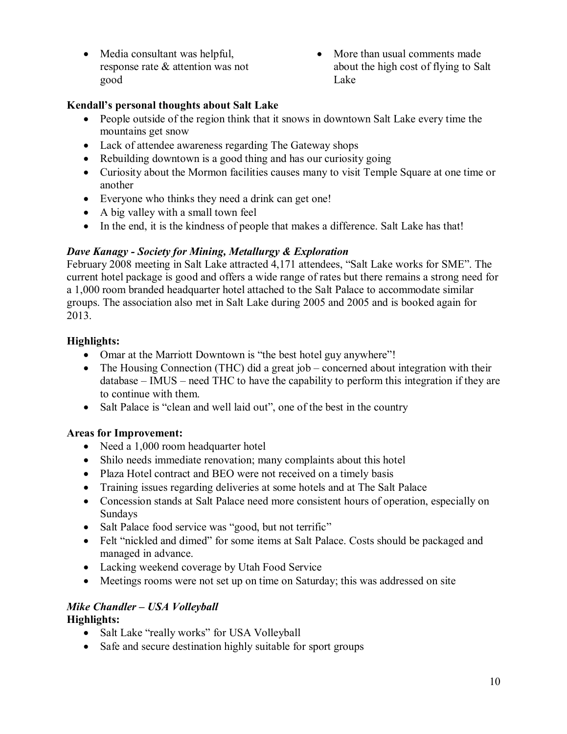- Media consultant was helpful, response rate & attention was not good
- More than usual comments made about the high cost of flying to Salt Lake

**Kendall's personal thoughts about Salt Lake**

- People outside of the region think that it snows in downtown Salt Lake every time the mountains get snow
- Lack of attendee awareness regarding The Gateway shops
- Rebuilding downtown is a good thing and has our curiosity going
- Curiosity about the Mormon facilities causes many to visit Temple Square at one time or another
- Everyone who thinks they need a drink can get one!
- A big valley with a small town feel
- In the end, it is the kindness of people that makes a difference. Salt Lake has that!

***Dave Kanagy - Society for Mining, Metallurgy & Exploration***

February 2008 meeting in Salt Lake attracted 4,171 attendees, "Salt Lake works for SME". The current hotel package is good and offers a wide range of rates but there remains a strong need for a 1,000 room branded headquarter hotel attached to the Salt Palace to accommodate similar groups. The association also met in Salt Lake during 2005 and 2005 and is booked again for 2013.

**Highlights:**

- Omar at the Marriott Downtown is "the best hotel guy anywhere"!
- The Housing Connection (THC) did a great job – concerned about integration with their database – IMUS – need THC to have the capability to perform this integration if they are to continue with them.
- Salt Palace is "clean and well laid out", one of the best in the country

**Areas for Improvement:**

- Need a 1,000 room headquarter hotel
- Shilo needs immediate renovation; many complaints about this hotel
- Plaza Hotel contract and BEO were not received on a timely basis
- Training issues regarding deliveries at some hotels and at The Salt Palace
- Concession stands at Salt Palace need more consistent hours of operation, especially on Sundays
- Salt Palace food service was "good, but not terrific"
- Felt "nickled and dimed" for some items at Salt Palace. Costs should be packaged and managed in advance.
- Lacking weekend coverage by Utah Food Service
- Meetings rooms were not set up on time on Saturday; this was addressed on site

***Mike Chandler – USA Volleyball***

**Highlights:**

- Salt Lake "really works" for USA Volleyball
- Safe and secure destination highly suitable for sport groups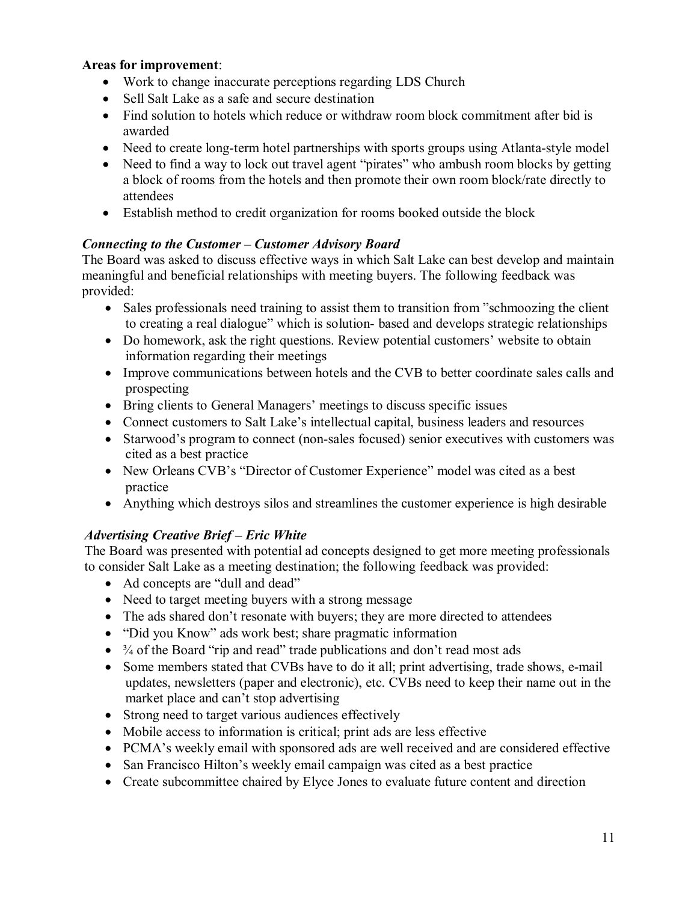**Areas for improvement**:

- Work to change inaccurate perceptions regarding LDS Church
- Sell Salt Lake as a safe and secure destination
- Find solution to hotels which reduce or withdraw room block commitment after bid is awarded
- Need to create long-term hotel partnerships with sports groups using Atlanta-style model
- Need to find a way to lock out travel agent "pirates" who ambush room blocks by getting a block of rooms from the hotels and then promote their own room block/rate directly to attendees
- Establish method to credit organization for rooms booked outside the block

***Connecting to the Customer – Customer Advisory Board***

The Board was asked to discuss effective ways in which Salt Lake can best develop and maintain meaningful and beneficial relationships with meeting buyers. The following feedback was provided:

- Sales professionals need training to assist them to transition from "schmoozing the client to creating a real dialogue" which is solution- based and develops strategic relationships
- Do homework, ask the right questions. Review potential customers' website to obtain information regarding their meetings
- Improve communications between hotels and the CVB to better coordinate sales calls and prospecting
- Bring clients to General Managers' meetings to discuss specific issues
- Connect customers to Salt Lake's intellectual capital, business leaders and resources
- Starwood's program to connect (non-sales focused) senior executives with customers was cited as a best practice
- New Orleans CVB's "Director of Customer Experience" model was cited as a best practice
- Anything which destroys silos and streamlines the customer experience is high desirable

***Advertising Creative Brief – Eric White***

The Board was presented with potential ad concepts designed to get more meeting professionals to consider Salt Lake as a meeting destination; the following feedback was provided:

- Ad concepts are "dull and dead"
- Need to target meeting buyers with a strong message
- The ads shared don't resonate with buyers; they are more directed to attendees
- "Did you Know" ads work best; share pragmatic information
- ¾ of the Board "rip and read" trade publications and don't read most ads
- Some members stated that CVBs have to do it all; print advertising, trade shows, e-mail updates, newsletters (paper and electronic), etc. CVBs need to keep their name out in the market place and can't stop advertising
- Strong need to target various audiences effectively
- Mobile access to information is critical; print ads are less effective
- PCMA's weekly email with sponsored ads are well received and are considered effective
- San Francisco Hilton's weekly email campaign was cited as a best practice
- Create subcommittee chaired by Elyce Jones to evaluate future content and direction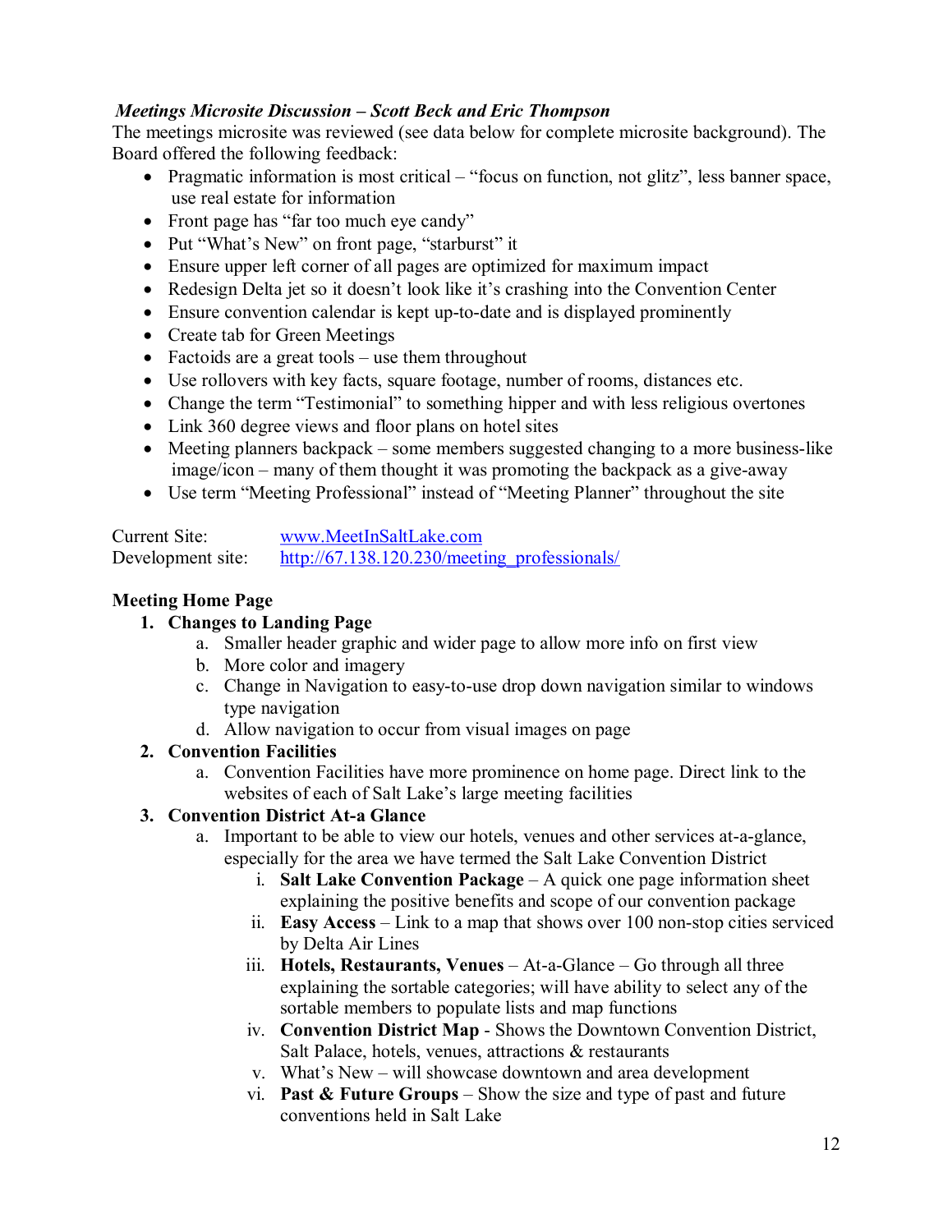***Meetings Microsite Discussion – Scott Beck and Eric Thompson***

The meetings microsite was reviewed (see data below for complete microsite background). The Board offered the following feedback:

- Pragmatic information is most critical – "focus on function, not glitz", less banner space, use real estate for information
- Front page has "far too much eye candy"
- Put "What's New" on front page, "starburst" it
- Ensure upper left corner of all pages are optimized for maximum impact
- Redesign Delta jet so it doesn't look like it's crashing into the Convention Center
- Ensure convention calendar is kept up-to-date and is displayed prominently
- Create tab for Green Meetings
- Factoids are a great tools – use them throughout
- Use rollovers with key facts, square footage, number of rooms, distances etc.
- Change the term "Testimonial" to something hipper and with less religious overtones
- Link 360 degree views and floor plans on hotel sites
- Meeting planners backpack – some members suggested changing to a more business-like image/icon – many of them thought it was promoting the backpack as a give-away
- Use term "Meeting Professional" instead of "Meeting Planner" throughout the site

Current Site: www.MeetInSaltLake.com
Development site: http://67.138.120.230/meeting_professionals/

**Meeting Home Page**

1. **Changes to Landing Page**
   a. Smaller header graphic and wider page to allow more info on first view
   b. More color and imagery
   c. Change in Navigation to easy-to-use drop down navigation similar to windows type navigation
   d. Allow navigation to occur from visual images on page
2. **Convention Facilities**
   a. Convention Facilities have more prominence on home page. Direct link to the websites of each of Salt Lake's large meeting facilities
3. **Convention District At-a Glance**
   a. Important to be able to view our hotels, venues and other services at-a-glance, especially for the area we have termed the Salt Lake Convention District
      i. **Salt Lake Convention Package** – A quick one page information sheet explaining the positive benefits and scope of our convention package
      ii. **Easy Access** – Link to a map that shows over 100 non-stop cities serviced by Delta Air Lines
      iii. **Hotels, Restaurants, Venues** – At-a-Glance – Go through all three explaining the sortable categories; will have ability to select any of the sortable members to populate lists and map functions
      iv. **Convention District Map** - Shows the Downtown Convention District, Salt Palace, hotels, venues, attractions & restaurants
      v. What's New – will showcase downtown and area development
      vi. **Past & Future Groups** – Show the size and type of past and future conventions held in Salt Lake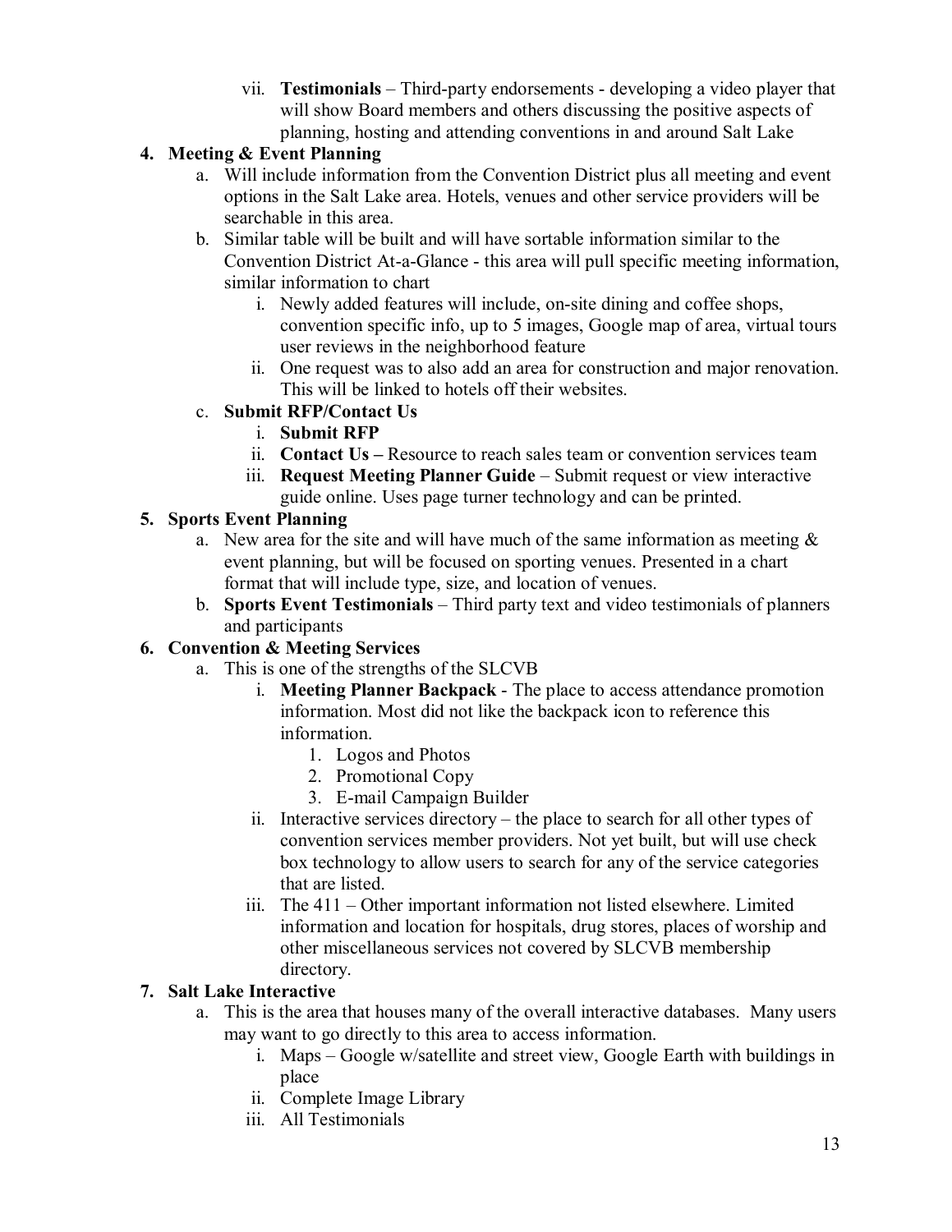vii. **Testimonials** – Third-party endorsements - developing a video player that will show Board members and others discussing the positive aspects of planning, hosting and attending conventions in and around Salt Lake

4. **Meeting & Event Planning**
    a. Will include information from the Convention District plus all meeting and event options in the Salt Lake area. Hotels, venues and other service providers will be searchable in this area.
    b. Similar table will be built and will have sortable information similar to the Convention District At-a-Glance - this area will pull specific meeting information, similar information to chart
        i. Newly added features will include, on-site dining and coffee shops, convention specific info, up to 5 images, Google map of area, virtual tours user reviews in the neighborhood feature
        ii. One request was to also add an area for construction and major renovation. This will be linked to hotels off their websites.
    c. **Submit RFP/Contact Us**
        i. **Submit RFP**
        ii. **Contact Us –** Resource to reach sales team or convention services team
        iii. **Request Meeting Planner Guide** – Submit request or view interactive guide online. Uses page turner technology and can be printed.

5. **Sports Event Planning**
    a. New area for the site and will have much of the same information as meeting & event planning, but will be focused on sporting venues. Presented in a chart format that will include type, size, and location of venues.
    b. **Sports Event Testimonials** – Third party text and video testimonials of planners and participants

6. **Convention & Meeting Services**
    a. This is one of the strengths of the SLCVB
        i. **Meeting Planner Backpack** - The place to access attendance promotion information. Most did not like the backpack icon to reference this information.
            1. Logos and Photos
            2. Promotional Copy
            3. E-mail Campaign Builder
        ii. Interactive services directory – the place to search for all other types of convention services member providers. Not yet built, but will use check box technology to allow users to search for any of the service categories that are listed.
        iii. The 411 – Other important information not listed elsewhere. Limited information and location for hospitals, drug stores, places of worship and other miscellaneous services not covered by SLCVB membership directory.

7. **Salt Lake Interactive**
    a. This is the area that houses many of the overall interactive databases. Many users may want to go directly to this area to access information.
        i. Maps – Google w/satellite and street view, Google Earth with buildings in place
        ii. Complete Image Library
        iii. All Testimonials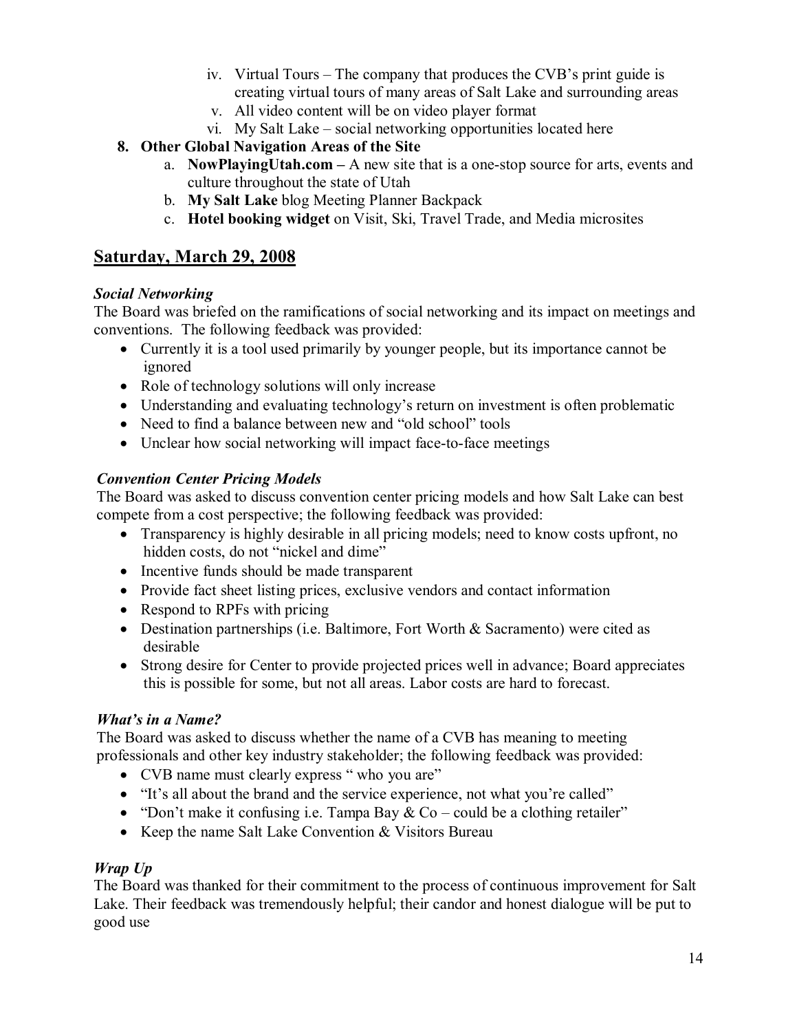iv. Virtual Tours – The company that produces the CVB's print guide is creating virtual tours of many areas of Salt Lake and surrounding areas
   v. All video content will be on video player format
   vi. My Salt Lake – social networking opportunities located here

8. **Other Global Navigation Areas of the Site**
   a. **NowPlayingUtah.com –** A new site that is a one-stop source for arts, events and culture throughout the state of Utah
   b. **My Salt Lake** blog Meeting Planner Backpack
   c. **Hotel booking widget** on Visit, Ski, Travel Trade, and Media microsites

## Saturday, March 29, 2008

***Social Networking***

The Board was briefed on the ramifications of social networking and its impact on meetings and conventions. The following feedback was provided:

- Currently it is a tool used primarily by younger people, but its importance cannot be ignored
- Role of technology solutions will only increase
- Understanding and evaluating technology's return on investment is often problematic
- Need to find a balance between new and "old school" tools
- Unclear how social networking will impact face-to-face meetings

***Convention Center Pricing Models***

The Board was asked to discuss convention center pricing models and how Salt Lake can best compete from a cost perspective; the following feedback was provided:

- Transparency is highly desirable in all pricing models; need to know costs upfront, no hidden costs, do not "nickel and dime"
- Incentive funds should be made transparent
- Provide fact sheet listing prices, exclusive vendors and contact information
- Respond to RPFs with pricing
- Destination partnerships (i.e. Baltimore, Fort Worth & Sacramento) were cited as desirable
- Strong desire for Center to provide projected prices well in advance; Board appreciates this is possible for some, but not all areas. Labor costs are hard to forecast.

***What's in a Name?***

The Board was asked to discuss whether the name of a CVB has meaning to meeting professionals and other key industry stakeholder; the following feedback was provided:

- CVB name must clearly express " who you are"
- "It's all about the brand and the service experience, not what you're called"
- "Don't make it confusing i.e. Tampa Bay & Co – could be a clothing retailer"
- Keep the name Salt Lake Convention & Visitors Bureau

***Wrap Up***

The Board was thanked for their commitment to the process of continuous improvement for Salt Lake. Their feedback was tremendously helpful; their candor and honest dialogue will be put to good use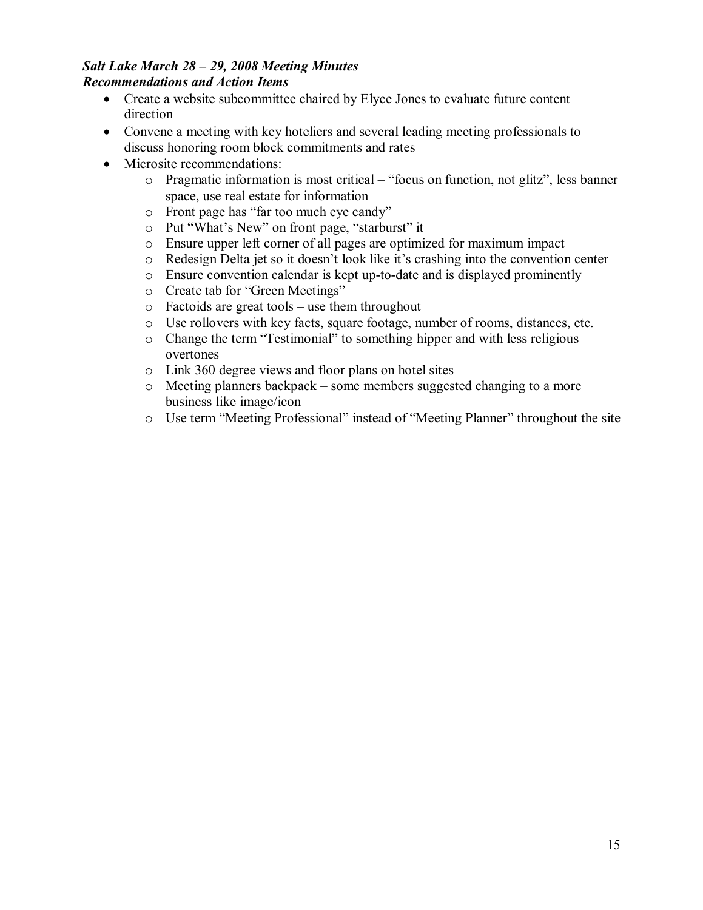***Salt Lake March 28 – 29, 2008 Meeting Minutes***
***Recommendations and Action Items***

- Create a website subcommittee chaired by Elyce Jones to evaluate future content direction
- Convene a meeting with key hoteliers and several leading meeting professionals to discuss honoring room block commitments and rates
- Microsite recommendations:
  - Pragmatic information is most critical – "focus on function, not glitz", less banner space, use real estate for information
  - Front page has "far too much eye candy"
  - Put "What's New" on front page, "starburst" it
  - Ensure upper left corner of all pages are optimized for maximum impact
  - Redesign Delta jet so it doesn't look like it's crashing into the convention center
  - Ensure convention calendar is kept up-to-date and is displayed prominently
  - Create tab for "Green Meetings"
  - Factoids are great tools – use them throughout
  - Use rollovers with key facts, square footage, number of rooms, distances, etc.
  - Change the term "Testimonial" to something hipper and with less religious overtones
  - Link 360 degree views and floor plans on hotel sites
  - Meeting planners backpack – some members suggested changing to a more business like image/icon
  - Use term "Meeting Professional" instead of "Meeting Planner" throughout the site